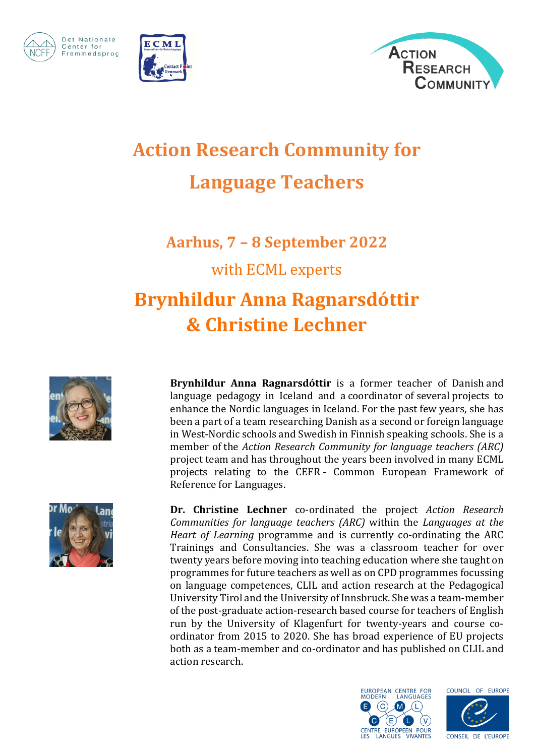# Action Research Community for Language Teachers

## Aarhus, 7 – 8 September 2022

with ECML experts

## Brynhildur Anna Ragnarsdóttir & Christine Lechner

**Brynhildur Anna Ragnarsdóttir** is a former teacher of Danish and language pedagogy in Iceland and a coordinator of several projects to enhance the Nordic languages in Iceland. For the past few years, she has been a part of a team researching Danish as a second or foreign language in West-Nordic schools and Swedish in Finnish speaking schools. She is a member of the *Action Research Community for language teachers (ARC)* project team and has throughout the years been involved in many ECML projects relating to the CEFR - Common European Framework of Reference for Languages.

**Dr. Christine Lechner** co-ordinated the project *Action Research Communities for language teachers (ARC)* within the *Languages at the Heart of Learning* programme and is currently co-ordinating the ARC Trainings and Consultancies. She was a classroom teacher for over twenty years before moving into teaching education where she taught on programmes for future teachers as well as on CPD programmes focussing on language competences, CLIL and action research at the Pedagogical University Tirol and the University of Innsbruck. She was a team-member of the post-graduate action-research based course for teachers of English run by the University of Klagenfurt for twenty-years and course co-ordinator from 2015 to 2020. She has broad experience of EU projects both as a team-member and co-ordinator and has published on CLIL and action research.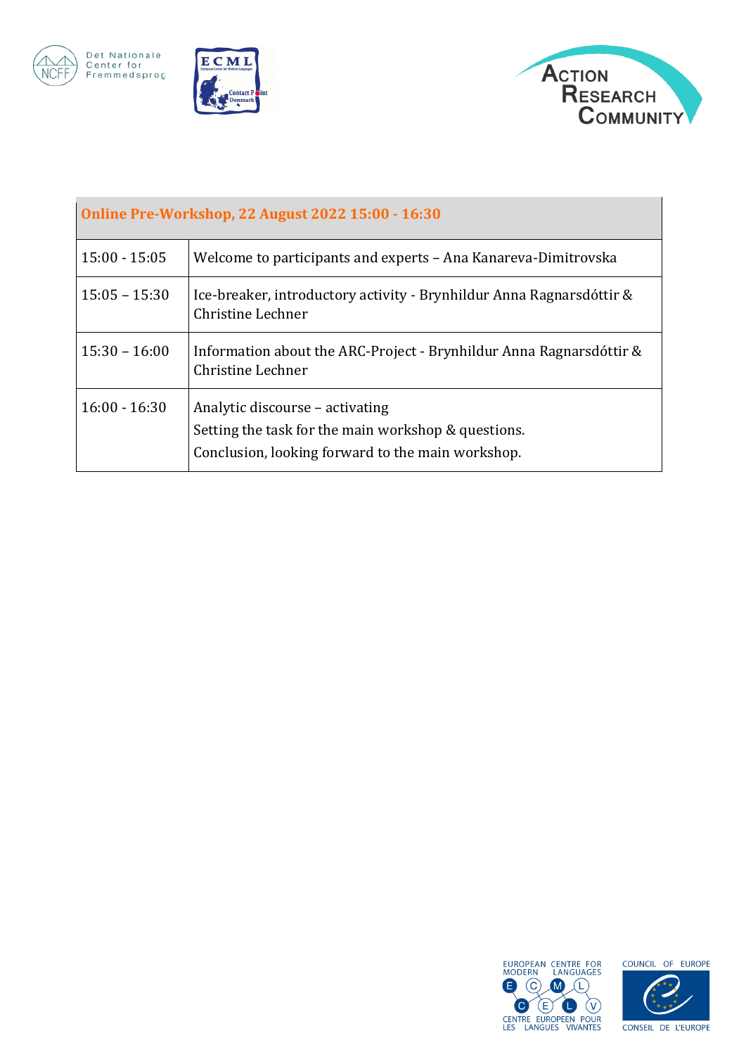| Online Pre-Workshop, 22 August 2022 15:00 - 16:30 | |
|---|---|
| 15:00 - 15:05 | Welcome to participants and experts – Ana Kanareva-Dimitrovska |
| 15:05 – 15:30 | Ice-breaker, introductory activity - Brynhildur Anna Ragnarsdóttir & Christine Lechner |
| 15:30 – 16:00 | Information about the ARC-Project - Brynhildur Anna Ragnarsdóttir & Christine Lechner |
| 16:00 - 16:30 | Analytic discourse – activating<br>Setting the task for the main workshop & questions.<br>Conclusion, looking forward to the main workshop. |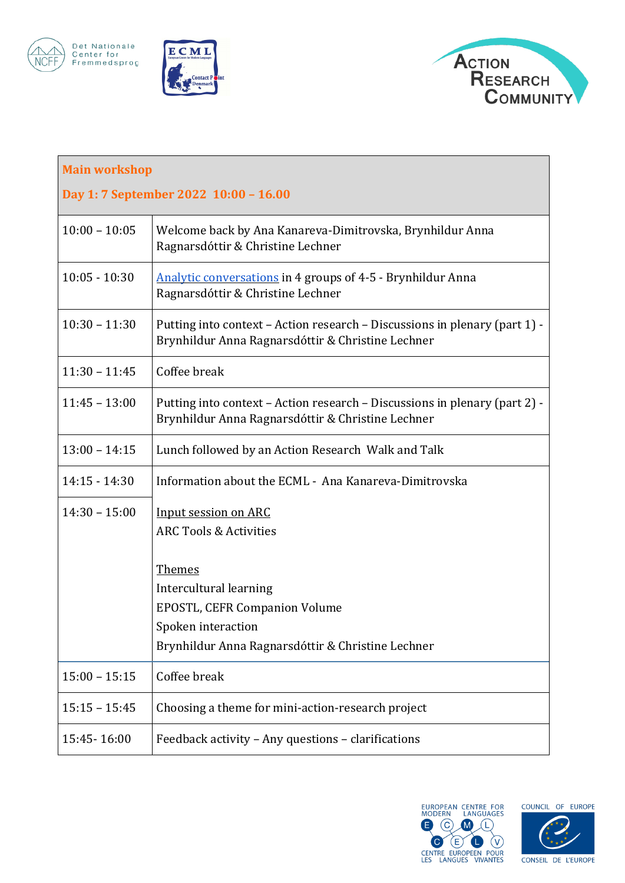| **Main workshop**<br>**Day 1: 7 September 2022 10:00 – 16.00** | |
|---|---|
| 10:00 – 10:05 | Welcome back by Ana Kanareva-Dimitrovska, Brynhildur Anna Ragnarsdóttir & Christine Lechner |
| 10:05 - 10:30 | Analytic conversations in 4 groups of 4-5 - Brynhildur Anna Ragnarsdóttir & Christine Lechner |
| 10:30 – 11:30 | Putting into context – Action research – Discussions in plenary (part 1) - Brynhildur Anna Ragnarsdóttir & Christine Lechner |
| 11:30 – 11:45 | Coffee break |
| 11:45 – 13:00 | Putting into context – Action research – Discussions in plenary (part 2) - Brynhildur Anna Ragnarsdóttir & Christine Lechner |
| 13:00 – 14:15 | Lunch followed by an Action Research Walk and Talk |
| 14:15 - 14:30 | Information about the ECML - Ana Kanareva-Dimitrovska |
| 14:30 – 15:00 | Input session on ARC<br>ARC Tools & Activities<br><br>Themes<br>Intercultural learning<br>EPOSTL, CEFR Companion Volume<br>Spoken interaction<br>Brynhildur Anna Ragnarsdóttir & Christine Lechner |
| 15:00 – 15:15 | Coffee break |
| 15:15 – 15:45 | Choosing a theme for mini-action-research project |
| 15:45- 16:00 | Feedback activity – Any questions – clarifications |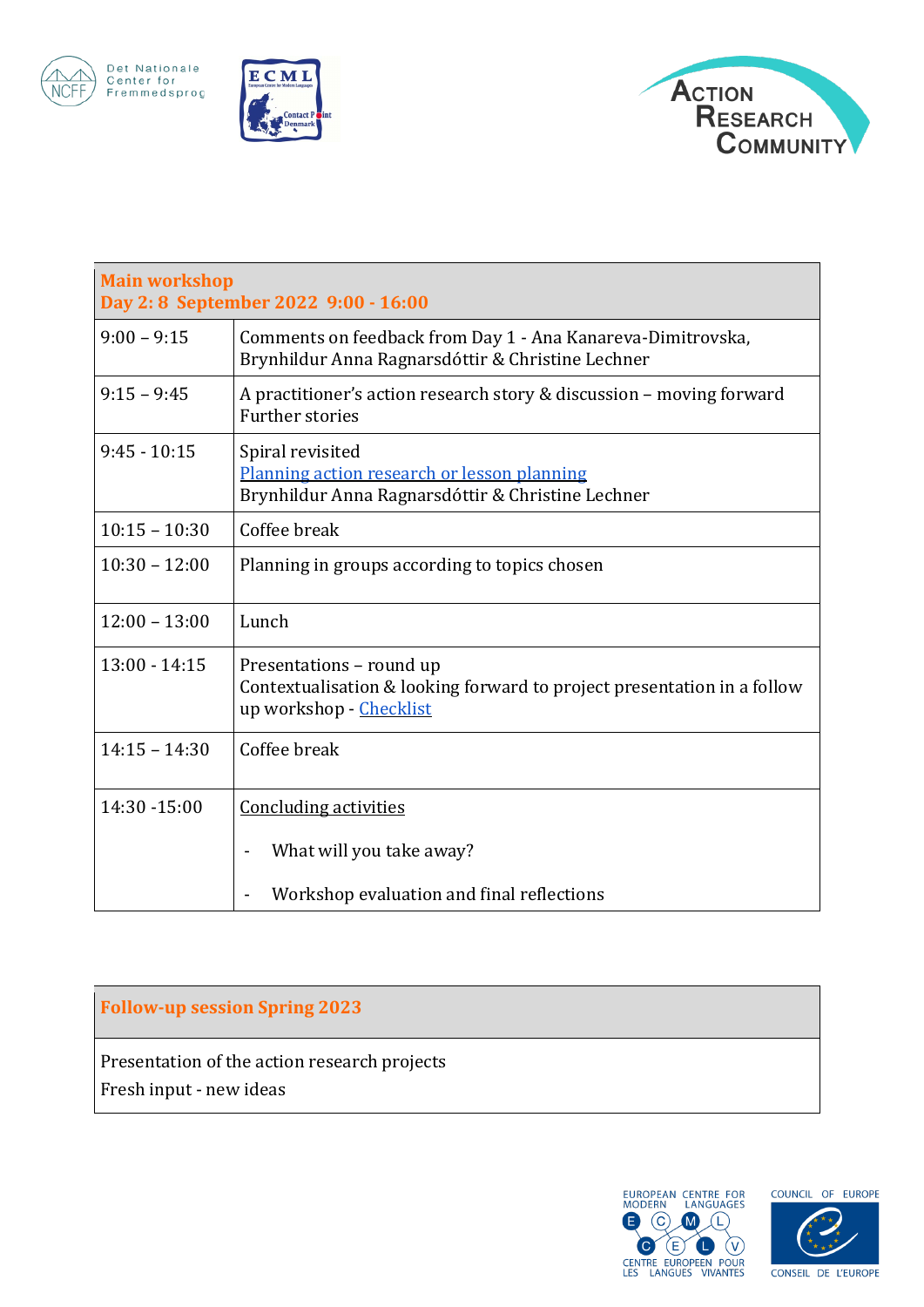| Main workshop<br>Day 2: 8 September 2022 9:00 - 16:00 | |
| --- | --- |
| 9:00 – 9:15 | Comments on feedback from Day 1 - Ana Kanareva-Dimitrovska, Brynhildur Anna Ragnarsdóttir & Christine Lechner |
| 9:15 – 9:45 | A practitioner's action research story & discussion – moving forward<br>Further stories |
| 9:45 - 10:15 | Spiral revisited<br>Planning action research or lesson planning<br>Brynhildur Anna Ragnarsdóttir & Christine Lechner |
| 10:15 – 10:30 | Coffee break |
| 10:30 – 12:00 | Planning in groups according to topics chosen |
| 12:00 – 13:00 | Lunch |
| 13:00 - 14:15 | Presentations – round up<br>Contextualisation & looking forward to project presentation in a follow up workshop - Checklist |
| 14:15 – 14:30 | Coffee break |
| 14:30 -15:00 | Concluding activities<br>- What will you take away?<br>- Workshop evaluation and final reflections |

| Follow-up session Spring 2023 |
| --- |
| Presentation of the action research projects<br>Fresh input - new ideas |